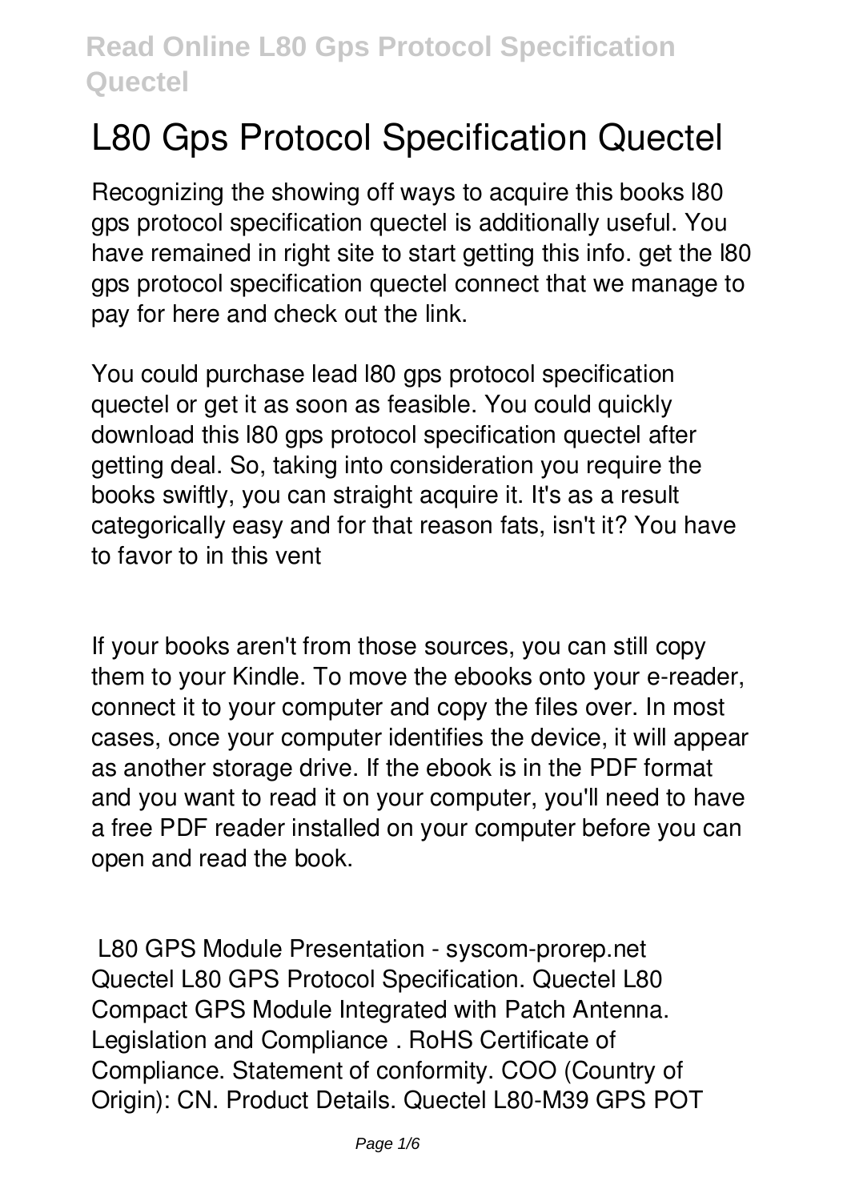# L80 Gps Protocol Specification Quectel

Recognizing the showing off ways to acquire this books l80 gps protocol specification quectel is additionally useful. You have remained in right site to start getting this info. get the l80 gps protocol specification quectel connect that we manage to pay for here and check out the link.

You could purchase lead l80 gps protocol specification quectel or get it as soon as feasible. You could quickly download this l80 gps protocol specification quectel after getting deal. So, taking into consideration you require the books swiftly, you can straight acquire it. It's as a result categorically easy and for that reason fats, isn't it? You have to favor to in this vent

If your books aren't from those sources, you can still copy them to your Kindle. To move the ebooks onto your e-reader, connect it to your computer and copy the files over. In most cases, once your computer identifies the device, it will appear as another storage drive. If the ebook is in the PDF format and you want to read it on your computer, you'll need to have a free PDF reader installed on your computer before you can open and read the book.

**L80 GPS Module Presentation - syscom-prorep.net**

Quectel L80 GPS Protocol Specification. Quectel L80 Compact GPS Module Integrated with Patch Antenna. Legislation and Compliance . RoHS Certificate of Compliance. Statement of conformity. COO (Country of Origin): CN. Product Details. Quectel L80-M39 GPS POT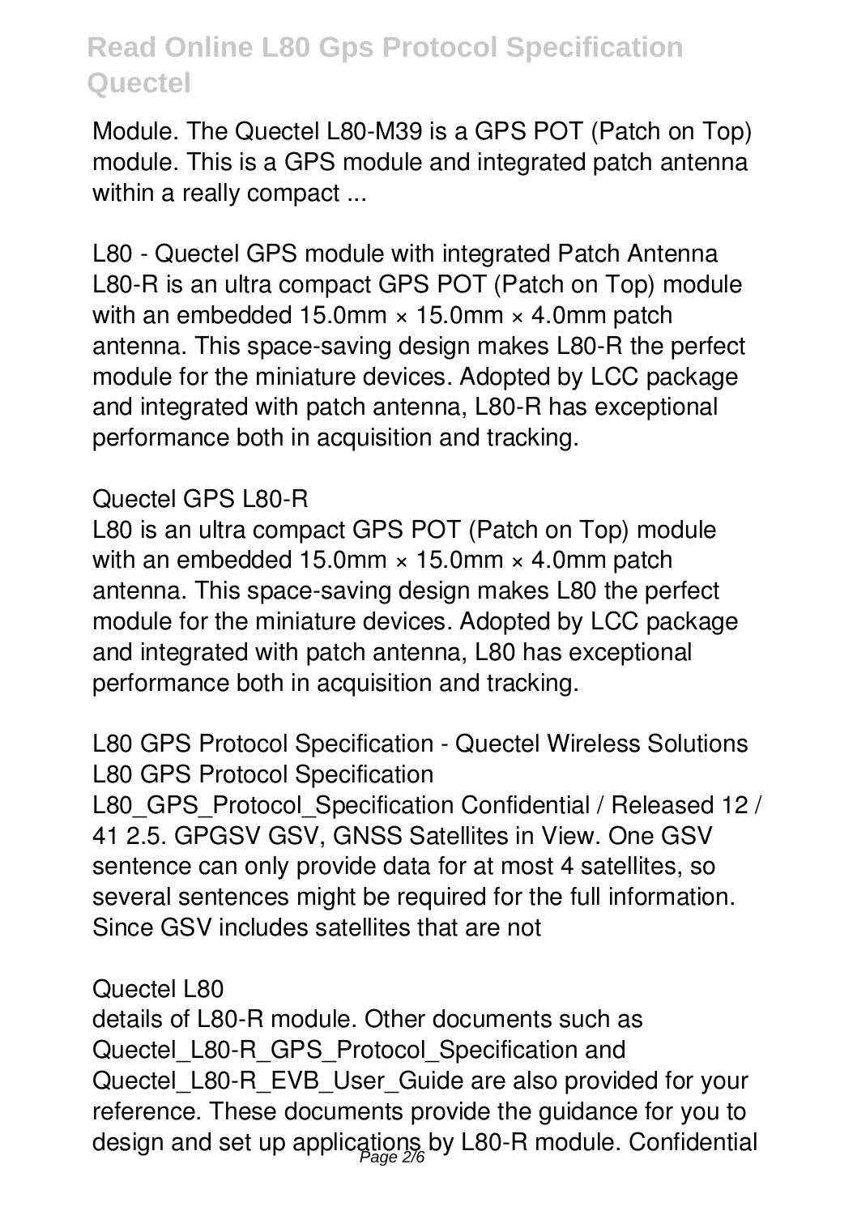Module. The Quectel L80-M39 is a GPS POT (Patch on Top) module. This is a GPS module and integrated patch antenna within a really compact ...

### L80 - Quectel GPS module with integrated Patch Antenna

L80-R is an ultra compact GPS POT (Patch on Top) module with an embedded 15.0mm × 15.0mm × 4.0mm patch antenna. This space-saving design makes L80-R the perfect module for the miniature devices. Adopted by LCC package and integrated with patch antenna, L80-R has exceptional performance both in acquisition and tracking.

### Quectel GPS L80-R

L80 is an ultra compact GPS POT (Patch on Top) module with an embedded 15.0mm × 15.0mm × 4.0mm patch antenna. This space-saving design makes L80 the perfect module for the miniature devices. Adopted by LCC package and integrated with patch antenna, L80 has exceptional performance both in acquisition and tracking.

### L80 GPS Protocol Specification - Quectel Wireless Solutions

L80 GPS Protocol Specification

L80_GPS_Protocol_Specification Confidential / Released 12 / 41 2.5. GPGSV GSV, GNSS Satellites in View. One GSV sentence can only provide data for at most 4 satellites, so several sentences might be required for the full information. Since GSV includes satellites that are not

### Quectel L80

details of L80-R module. Other documents such as Quectel_L80-R_GPS_Protocol_Specification and Quectel_L80-R_EVB_User_Guide are also provided for your reference. These documents provide the guidance for you to design and set up applications by L80-R module. Confidential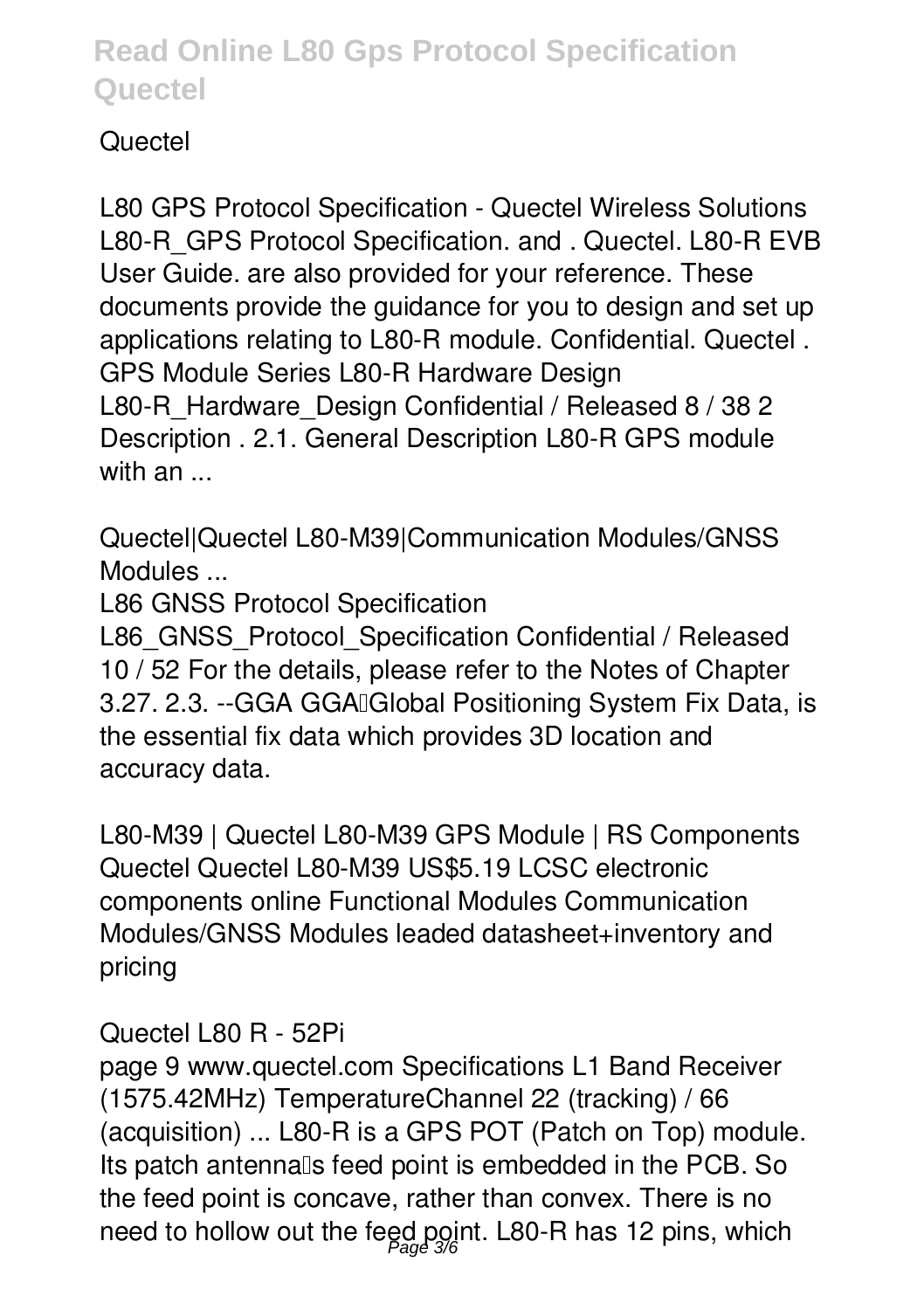Quectel

L80 GPS Protocol Specification - Quectel Wireless Solutions L80-R_GPS Protocol Specification. and . Quectel. L80-R EVB User Guide. are also provided for your reference. These documents provide the guidance for you to design and set up applications relating to L80-R module. Confidential. Quectel . GPS Module Series L80-R Hardware Design L80-R_Hardware_Design Confidential / Released 8 / 38 2 Description . 2.1. General Description L80-R GPS module with an ...

Quectel|Quectel L80-M39|Communication Modules/GNSS Modules ...

L86 GNSS Protocol Specification L86_GNSS_Protocol_Specification Confidential / Released 10 / 52 For the details, please refer to the Notes of Chapter 3.27. 2.3. --GGA GGA–Global Positioning System Fix Data, is the essential fix data which provides 3D location and accuracy data.

L80-M39 | Quectel L80-M39 GPS Module | RS Components Quectel Quectel L80-M39 US$5.19 LCSC electronic components online Functional Modules Communication Modules/GNSS Modules leaded datasheet+inventory and pricing

Quectel L80 R - 52Pi

page 9 www.quectel.com Specifications L1 Band Receiver (1575.42MHz) TemperatureChannel 22 (tracking) / 66 (acquisition) ... L80-R is a GPS POT (Patch on Top) module. Its patch antenna's feed point is embedded in the PCB. So the feed point is concave, rather than convex. There is no need to hollow out the feed point. L80-R has 12 pins, which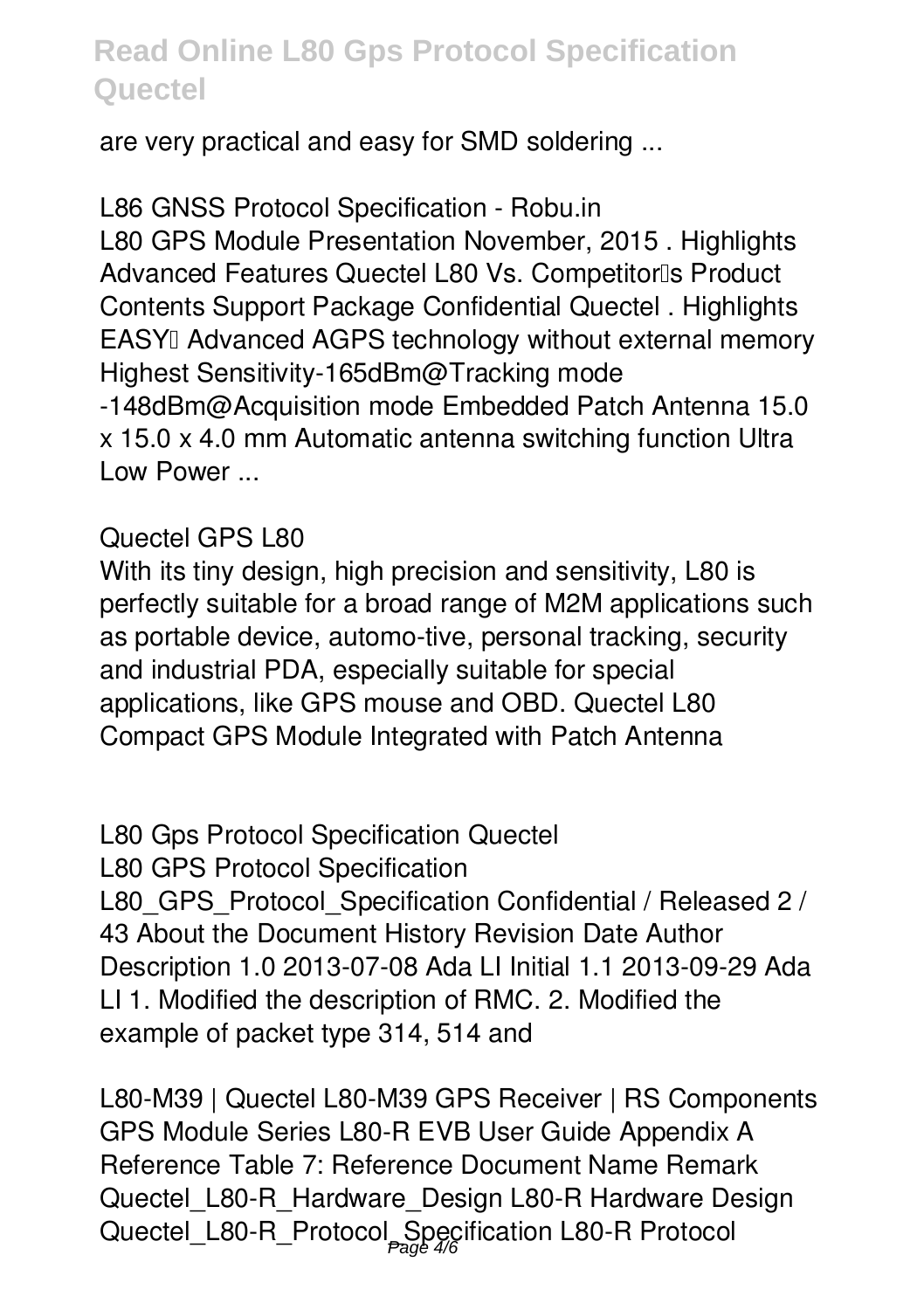are very practical and easy for SMD soldering ...

## L86 GNSS Protocol Specification - Robu.in

L80 GPS Module Presentation November, 2015 . Highlights Advanced Features Quectel L80 Vs. Competitor's Product Contents Support Package Confidential Quectel . Highlights EASY Advanced AGPS technology without external memory Highest Sensitivity-165dBm@Tracking mode -148dBm@Acquisition mode Embedded Patch Antenna 15.0 x 15.0 x 4.0 mm Automatic antenna switching function Ultra Low Power ...

## Quectel GPS L80

With its tiny design, high precision and sensitivity, L80 is perfectly suitable for a broad range of M2M applications such as portable device, automo-tive, personal tracking, security and industrial PDA, especially suitable for special applications, like GPS mouse and OBD. Quectel L80 Compact GPS Module Integrated with Patch Antenna

## L80 Gps Protocol Specification Quectel

L80 GPS Protocol Specification L80_GPS_Protocol_Specification Confidential / Released 2 / 43 About the Document History Revision Date Author Description 1.0 2013-07-08 Ada LI Initial 1.1 2013-09-29 Ada LI 1. Modified the description of RMC. 2. Modified the example of packet type 314, 514 and

## L80-M39 | Quectel L80-M39 GPS Receiver | RS Components

GPS Module Series L80-R EVB User Guide Appendix A Reference Table 7: Reference Document Name Remark Quectel_L80-R_Hardware_Design L80-R Hardware Design Quectel_L80-R_Protocol_Specification L80-R Protocol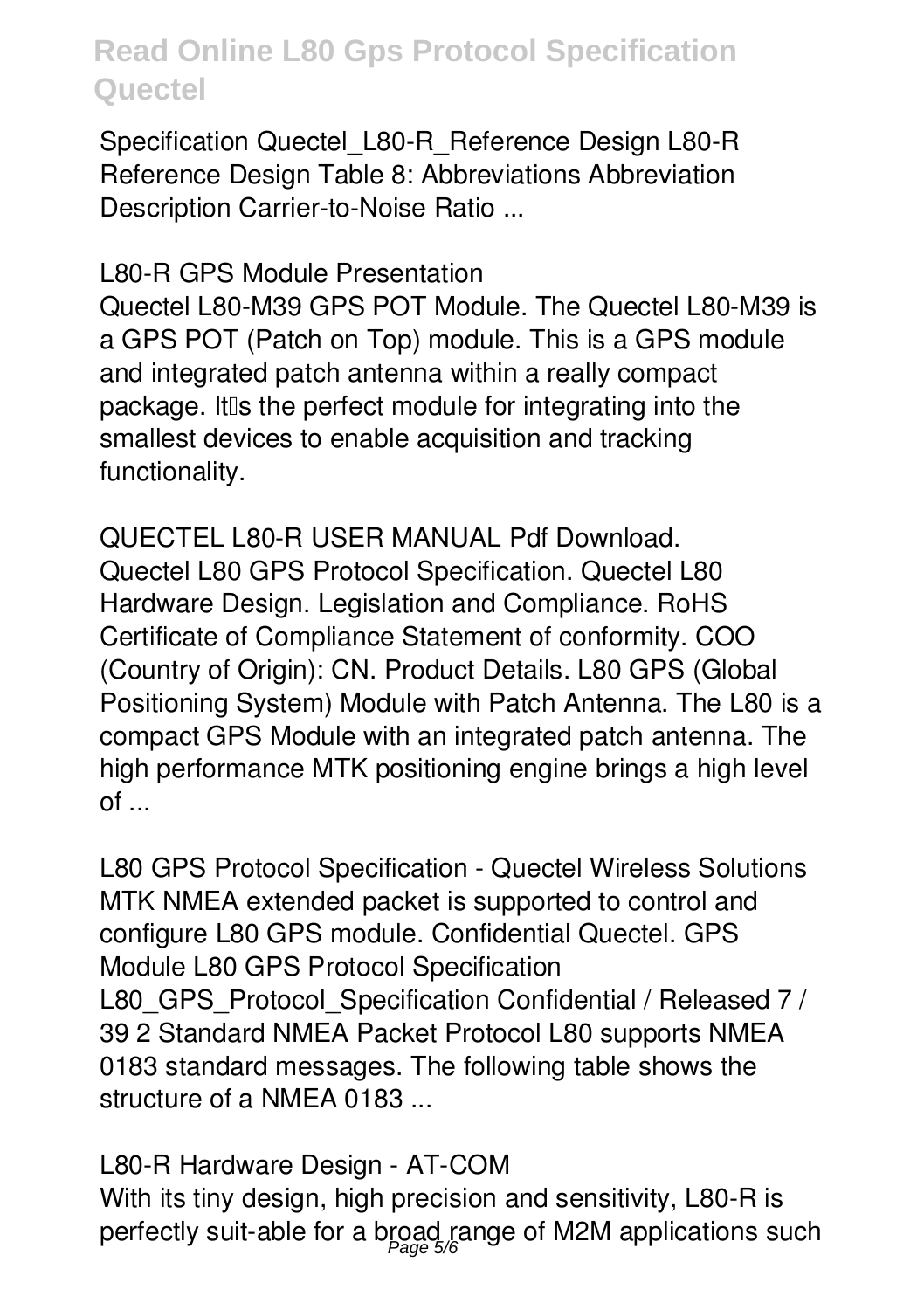Specification Quectel_L80-R_Reference Design L80-R Reference Design Table 8: Abbreviations Abbreviation Description Carrier-to-Noise Ratio ...

## L80-R GPS Module Presentation

Quectel L80-M39 GPS POT Module. The Quectel L80-M39 is a GPS POT (Patch on Top) module. This is a GPS module and integrated patch antenna within a really compact package. It's the perfect module for integrating into the smallest devices to enable acquisition and tracking functionality.

## QUECTEL L80-R USER MANUAL Pdf Download.

Quectel L80 GPS Protocol Specification. Quectel L80 Hardware Design. Legislation and Compliance. RoHS Certificate of Compliance Statement of conformity. COO (Country of Origin): CN. Product Details. L80 GPS (Global Positioning System) Module with Patch Antenna. The L80 is a compact GPS Module with an integrated patch antenna. The high performance MTK positioning engine brings a high level of ...

## L80 GPS Protocol Specification - Quectel Wireless Solutions

MTK NMEA extended packet is supported to control and configure L80 GPS module. Confidential Quectel. GPS Module L80 GPS Protocol Specification L80_GPS_Protocol_Specification Confidential / Released 7 / 39 2 Standard NMEA Packet Protocol L80 supports NMEA 0183 standard messages. The following table shows the structure of a NMEA 0183 ...

## L80-R Hardware Design - AT-COM

With its tiny design, high precision and sensitivity, L80-R is perfectly suit-able for a broad range of M2M applications such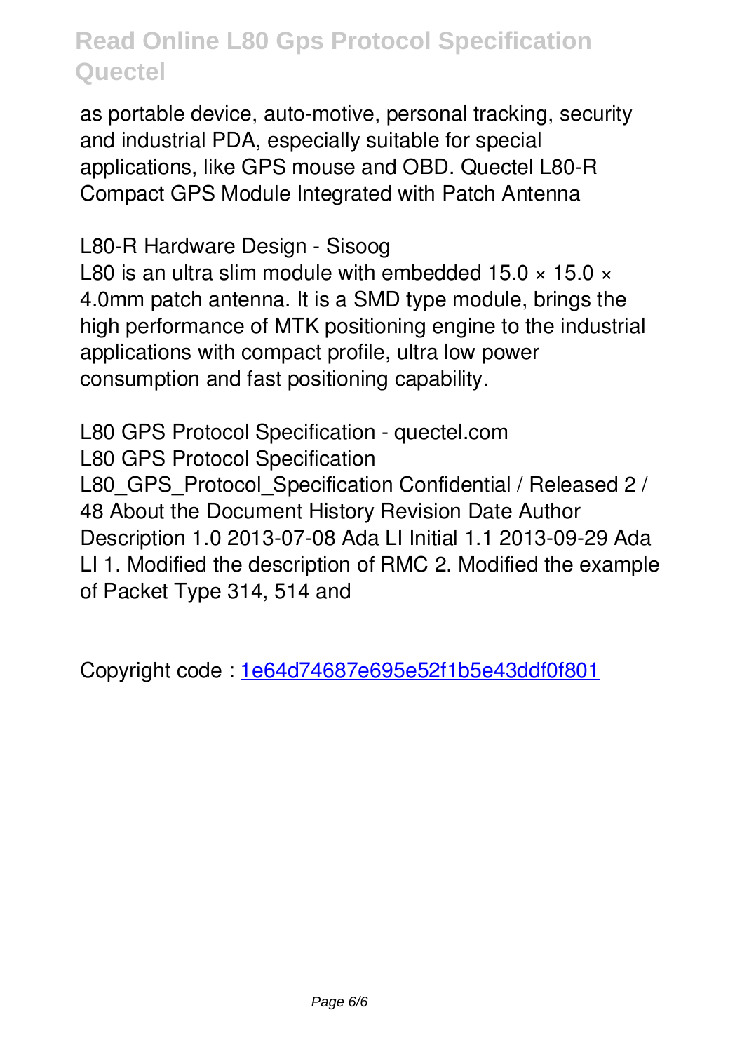as portable device, auto-motive, personal tracking, security and industrial PDA, especially suitable for special applications, like GPS mouse and OBD. Quectel L80-R Compact GPS Module Integrated with Patch Antenna

L80-R Hardware Design - Sisoog

L80 is an ultra slim module with embedded 15.0 × 15.0 × 4.0mm patch antenna. It is a SMD type module, brings the high performance of MTK positioning engine to the industrial applications with compact profile, ultra low power consumption and fast positioning capability.

L80 GPS Protocol Specification - quectel.com

L80 GPS Protocol Specification

L80_GPS_Protocol_Specification Confidential / Released 2 / 48 About the Document History Revision Date Author Description 1.0 2013-07-08 Ada LI Initial 1.1 2013-09-29 Ada LI 1. Modified the description of RMC 2. Modified the example of Packet Type 314, 514 and

Copyright code : 1e64d74687e695e52f1b5e43ddf0f801